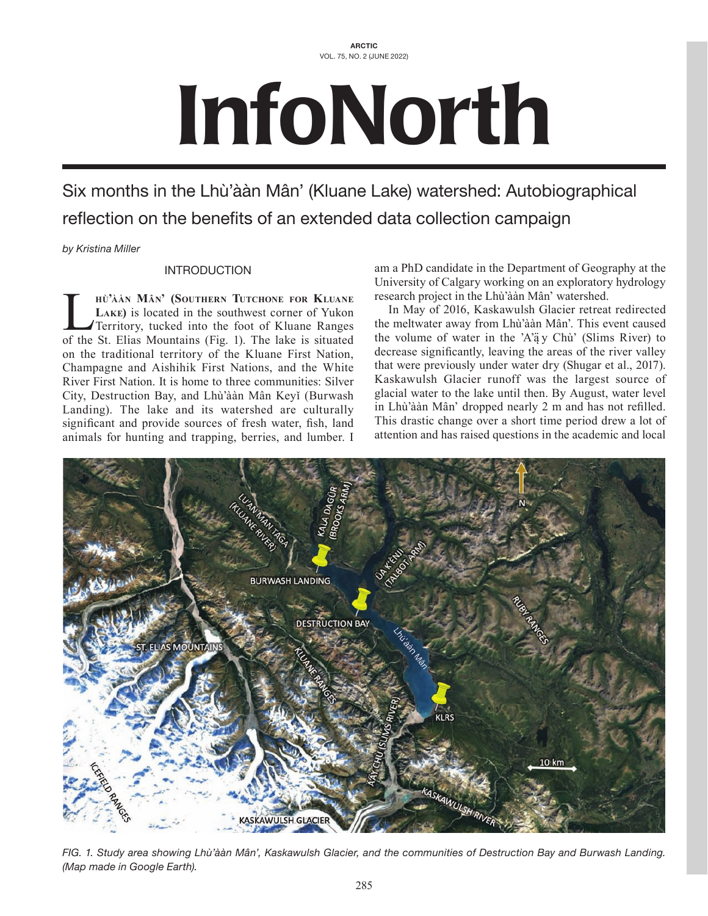# InfoNorth

## Six months in the Lhù'ààn Mân' (Kluane Lake) watershed: Autobiographical reflection on the benefits of an extended data collection campaign

*by Kristina Miller*

### INTRODUCTION

Lhù'ààn Mân' (Southern Tutchone for Kluane Lake) is located in the southwest corner of Yukon Territory, tucked into the foot of Kluane Ranges of the St. Elias Mountains (Fig. 1). The lake is situated on the traditional territory of the Kluane First Nation, Champagne and Aishihik First Nations, and the White River First Nation. It is home to three communities: Silver City, Destruction Bay, and Lhù'ààn Mân Keyǐ (Burwash Landing). The lake and its watershed are culturally significant and provide sources of fresh water, fish, land animals for hunting and trapping, berries, and lumber. I am a PhD candidate in the Department of Geography at the University of Calgary working on an exploratory hydrology research project in the Lhù'ààn Mân' watershed.

In May of 2016, Kaskawulsh Glacier retreat redirected the meltwater away from Lhù'ààn Mân'. This event caused the volume of water in the 'A'ą̈y Chù' (Slims River) to decrease significantly, leaving the areas of the river valley that were previously under water dry (Shugar et al., 2017). Kaskawulsh Glacier runoff was the largest source of glacial water to the lake until then. By August, water level in Lhù'ààn Mân' dropped nearly 2 m and has not refilled. This drastic change over a short time period drew a lot of attention and has raised questions in the academic and local

FIG. 1. Study area showing Lhù'ààn Mân', Kaskawulsh Glacier, and the communities of Destruction Bay and Burwash Landing. (Map made in Google Earth).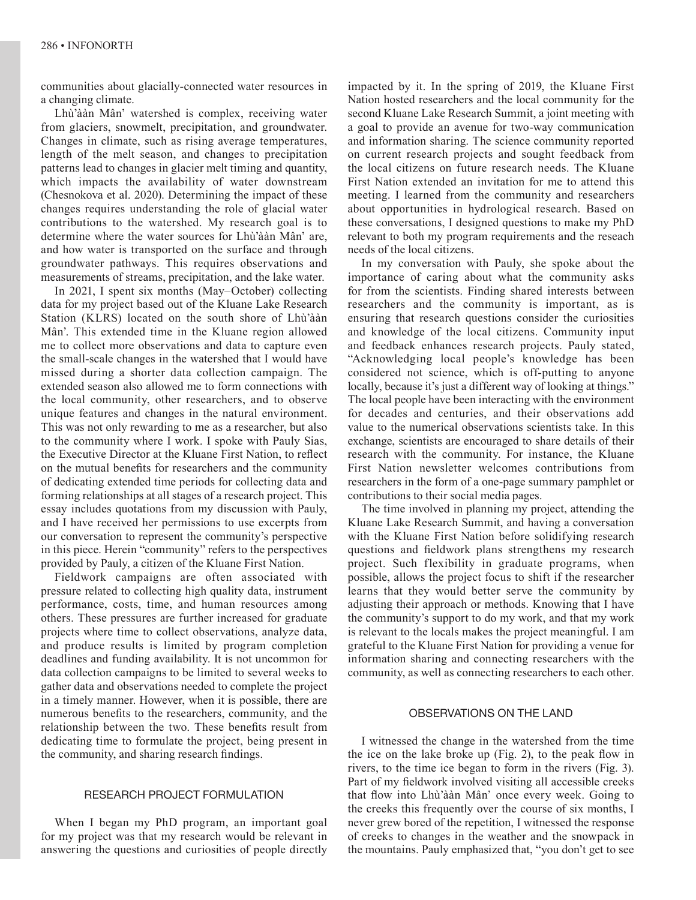communities about glacially-connected water resources in a changing climate.

Lhù'ààn Mân' watershed is complex, receiving water from glaciers, snowmelt, precipitation, and groundwater. Changes in climate, such as rising average temperatures, length of the melt season, and changes to precipitation patterns lead to changes in glacier melt timing and quantity, which impacts the availability of water downstream (Chesnokova et al. 2020). Determining the impact of these changes requires understanding the role of glacial water contributions to the watershed. My research goal is to determine where the water sources for Lhù'ààn Mân' are, and how water is transported on the surface and through groundwater pathways. This requires observations and measurements of streams, precipitation, and the lake water.

In 2021, I spent six months (May–October) collecting data for my project based out of the Kluane Lake Research Station (KLRS) located on the south shore of Lhù'ààn Mân'. This extended time in the Kluane region allowed me to collect more observations and data to capture even the small-scale changes in the watershed that I would have missed during a shorter data collection campaign. The extended season also allowed me to form connections with the local community, other researchers, and to observe unique features and changes in the natural environment. This was not only rewarding to me as a researcher, but also to the community where I work. I spoke with Pauly Sias, the Executive Director at the Kluane First Nation, to reflect on the mutual benefits for researchers and the community of dedicating extended time periods for collecting data and forming relationships at all stages of a research project. This essay includes quotations from my discussion with Pauly, and I have received her permissions to use excerpts from our conversation to represent the community's perspective in this piece. Herein "community" refers to the perspectives provided by Pauly, a citizen of the Kluane First Nation.

Fieldwork campaigns are often associated with pressure related to collecting high quality data, instrument performance, costs, time, and human resources among others. These pressures are further increased for graduate projects where time to collect observations, analyze data, and produce results is limited by program completion deadlines and funding availability. It is not uncommon for data collection campaigns to be limited to several weeks to gather data and observations needed to complete the project in a timely manner. However, when it is possible, there are numerous benefits to the researchers, community, and the relationship between the two. These benefits result from dedicating time to formulate the project, being present in the community, and sharing research findings.

## RESEARCH PROJECT FORMULATION

When I began my PhD program, an important goal for my project was that my research would be relevant in answering the questions and curiosities of people directly impacted by it. In the spring of 2019, the Kluane First Nation hosted researchers and the local community for the second Kluane Lake Research Summit, a joint meeting with a goal to provide an avenue for two-way communication and information sharing. The science community reported on current research projects and sought feedback from the local citizens on future research needs. The Kluane First Nation extended an invitation for me to attend this meeting. I learned from the community and researchers about opportunities in hydrological research. Based on these conversations, I designed questions to make my PhD relevant to both my program requirements and the reseach needs of the local citizens.

In my conversation with Pauly, she spoke about the importance of caring about what the community asks for from the scientists. Finding shared interests between researchers and the community is important, as is ensuring that research questions consider the curiosities and knowledge of the local citizens. Community input and feedback enhances research projects. Pauly stated, "Acknowledging local people's knowledge has been considered not science, which is off-putting to anyone locally, because it's just a different way of looking at things." The local people have been interacting with the environment for decades and centuries, and their observations add value to the numerical observations scientists take. In this exchange, scientists are encouraged to share details of their research with the community. For instance, the Kluane First Nation newsletter welcomes contributions from researchers in the form of a one-page summary pamphlet or contributions to their social media pages.

The time involved in planning my project, attending the Kluane Lake Research Summit, and having a conversation with the Kluane First Nation before solidifying research questions and fieldwork plans strengthens my research project. Such flexibility in graduate programs, when possible, allows the project focus to shift if the researcher learns that they would better serve the community by adjusting their approach or methods. Knowing that I have the community's support to do my work, and that my work is relevant to the locals makes the project meaningful. I am grateful to the Kluane First Nation for providing a venue for information sharing and connecting researchers with the community, as well as connecting researchers to each other.

## OBSERVATIONS ON THE LAND

I witnessed the change in the watershed from the time the ice on the lake broke up (Fig. 2), to the peak flow in rivers, to the time ice began to form in the rivers (Fig. 3). Part of my fieldwork involved visiting all accessible creeks that flow into Lhù'ààn Mân' once every week. Going to the creeks this frequently over the course of six months, I never grew bored of the repetition, I witnessed the response of creeks to changes in the weather and the snowpack in the mountains. Pauly emphasized that, "you don't get to see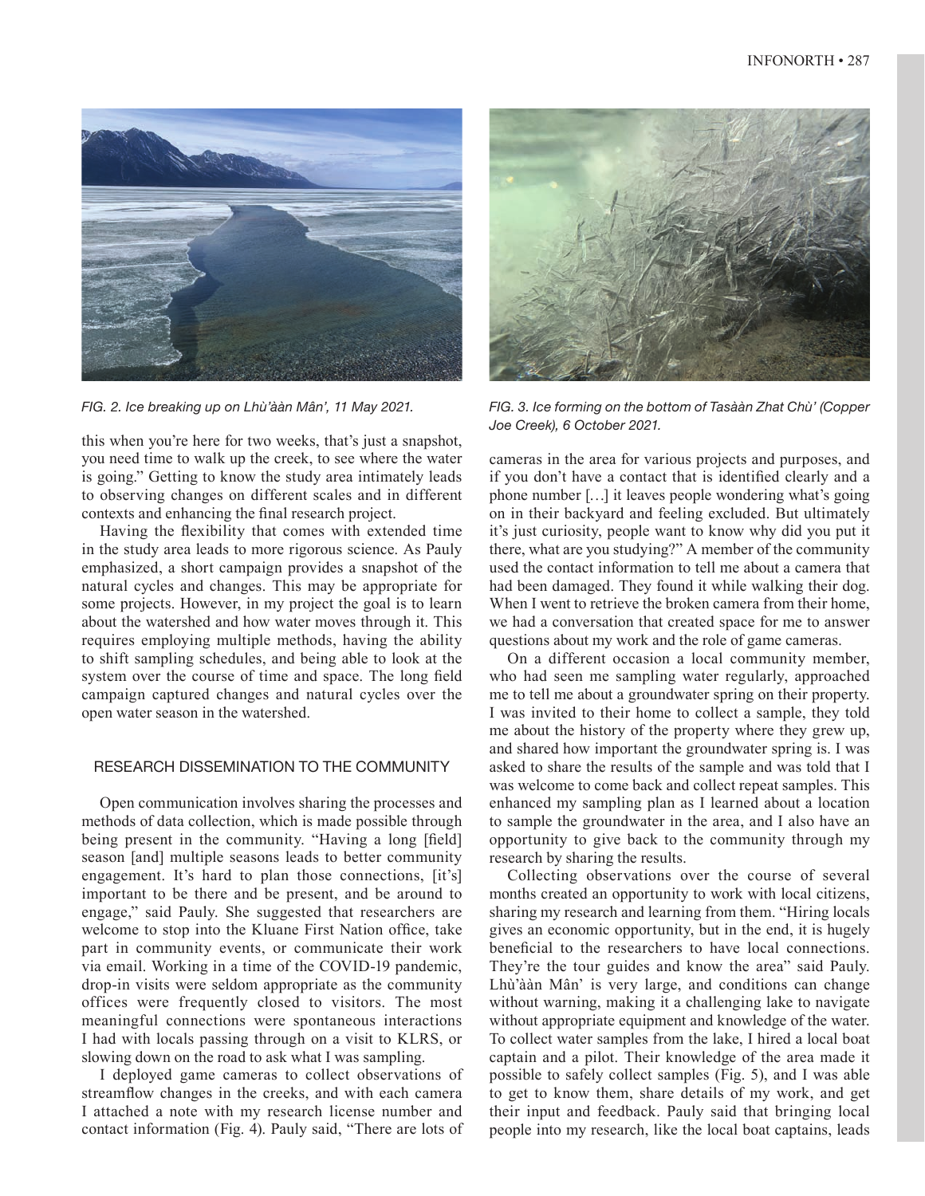FIG. 2. Ice breaking up on Lhù'ààn Mân', 11 May 2021.

FIG. 3. Ice forming on the bottom of Tasààn Zhat Chù' (Copper Joe Creek), 6 October 2021.

this when you're here for two weeks, that's just a snapshot, you need time to walk up the creek, to see where the water is going." Getting to know the study area intimately leads to observing changes on different scales and in different contexts and enhancing the final research project.

Having the flexibility that comes with extended time in the study area leads to more rigorous science. As Pauly emphasized, a short campaign provides a snapshot of the natural cycles and changes. This may be appropriate for some projects. However, in my project the goal is to learn about the watershed and how water moves through it. This requires employing multiple methods, having the ability to shift sampling schedules, and being able to look at the system over the course of time and space. The long field campaign captured changes and natural cycles over the open water season in the watershed.

## RESEARCH DISSEMINATION TO THE COMMUNITY

Open communication involves sharing the processes and methods of data collection, which is made possible through being present in the community. "Having a long [field] season [and] multiple seasons leads to better community engagement. It's hard to plan those connections, [it's] important to be there and be present, and be around to engage," said Pauly. She suggested that researchers are welcome to stop into the Kluane First Nation office, take part in community events, or communicate their work via email. Working in a time of the COVID-19 pandemic, drop-in visits were seldom appropriate as the community offices were frequently closed to visitors. The most meaningful connections were spontaneous interactions I had with locals passing through on a visit to KLRS, or slowing down on the road to ask what I was sampling.

I deployed game cameras to collect observations of streamflow changes in the creeks, and with each camera I attached a note with my research license number and contact information (Fig. 4). Pauly said, "There are lots of cameras in the area for various projects and purposes, and if you don't have a contact that is identified clearly and a phone number […] it leaves people wondering what's going on in their backyard and feeling excluded. But ultimately it's just curiosity, people want to know why did you put it there, what are you studying?" A member of the community used the contact information to tell me about a camera that had been damaged. They found it while walking their dog. When I went to retrieve the broken camera from their home, we had a conversation that created space for me to answer questions about my work and the role of game cameras.

On a different occasion a local community member, who had seen me sampling water regularly, approached me to tell me about a groundwater spring on their property. I was invited to their home to collect a sample, they told me about the history of the property where they grew up, and shared how important the groundwater spring is. I was asked to share the results of the sample and was told that I was welcome to come back and collect repeat samples. This enhanced my sampling plan as I learned about a location to sample the groundwater in the area, and I also have an opportunity to give back to the community through my research by sharing the results.

Collecting observations over the course of several months created an opportunity to work with local citizens, sharing my research and learning from them. "Hiring locals gives an economic opportunity, but in the end, it is hugely beneficial to the researchers to have local connections. They're the tour guides and know the area" said Pauly. Lhù'ààn Mân' is very large, and conditions can change without warning, making it a challenging lake to navigate without appropriate equipment and knowledge of the water. To collect water samples from the lake, I hired a local boat captain and a pilot. Their knowledge of the area made it possible to safely collect samples (Fig. 5), and I was able to get to know them, share details of my work, and get their input and feedback. Pauly said that bringing local people into my research, like the local boat captains, leads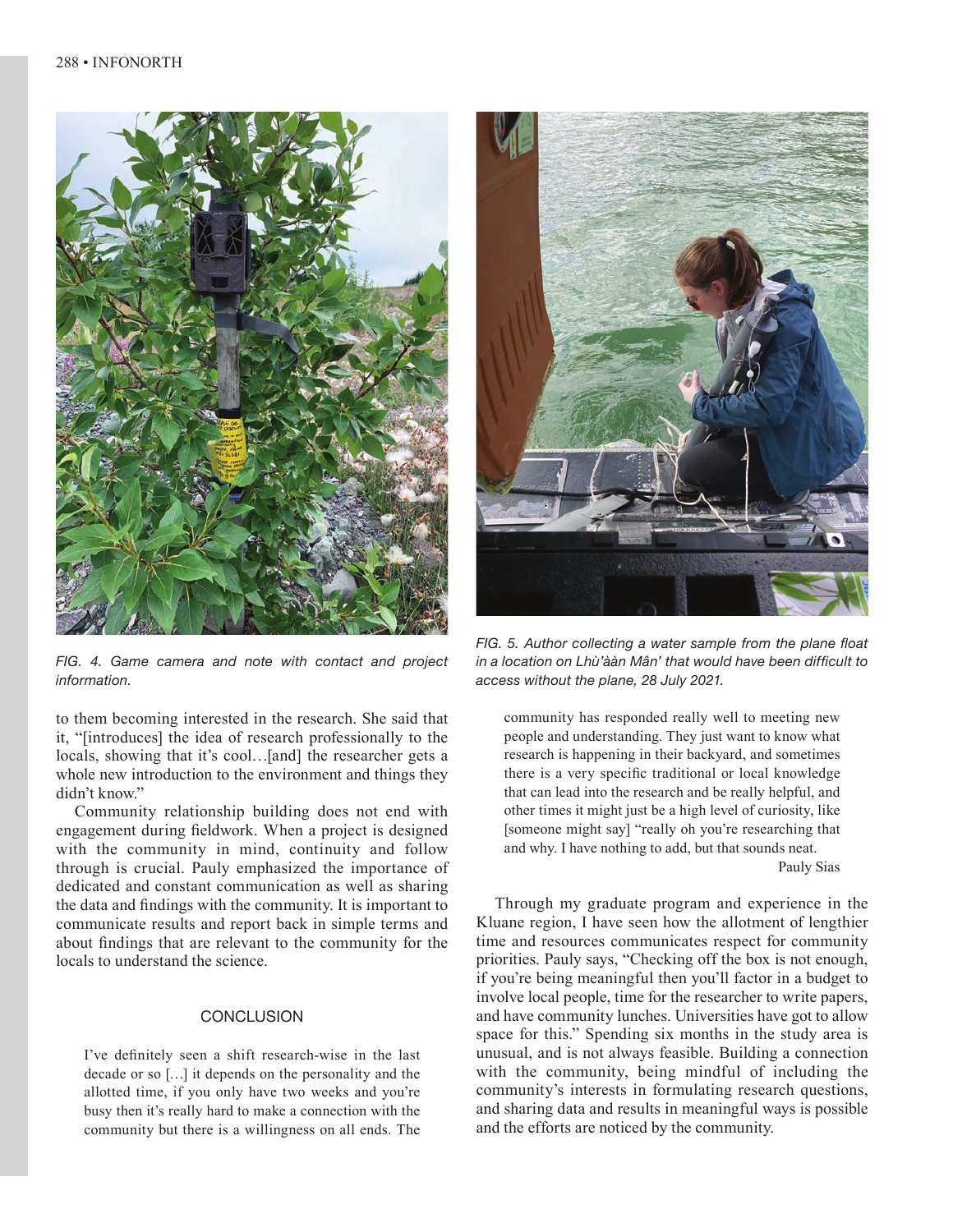FIG. 4. Game camera and note with contact and project information.

FIG. 5. Author collecting a water sample from the plane float in a location on Lhù'ààn Mân' that would have been difficult to access without the plane, 28 July 2021.

to them becoming interested in the research. She said that it, "[introduces] the idea of research professionally to the locals, showing that it's cool…[and] the researcher gets a whole new introduction to the environment and things they didn't know."

Community relationship building does not end with engagement during fieldwork. When a project is designed with the community in mind, continuity and follow through is crucial. Pauly emphasized the importance of dedicated and constant communication as well as sharing the data and findings with the community. It is important to communicate results and report back in simple terms and about findings that are relevant to the community for the locals to understand the science.

## CONCLUSION

> I've definitely seen a shift research-wise in the last decade or so […] it depends on the personality and the allotted time, if you only have two weeks and you're busy then it's really hard to make a connection with the community but there is a willingness on all ends. The community has responded really well to meeting new people and understanding. They just want to know what research is happening in their backyard, and sometimes there is a very specific traditional or local knowledge that can lead into the research and be really helpful, and other times it might just be a high level of curiosity, like [someone might say] "really oh you're researching that and why. I have nothing to add, but that sounds neat.
>
> Pauly Sias

Through my graduate program and experience in the Kluane region, I have seen how the allotment of lengthier time and resources communicates respect for community priorities. Pauly says, "Checking off the box is not enough, if you're being meaningful then you'll factor in a budget to involve local people, time for the researcher to write papers, and have community lunches. Universities have got to allow space for this." Spending six months in the study area is unusual, and is not always feasible. Building a connection with the community, being mindful of including the community's interests in formulating research questions, and sharing data and results in meaningful ways is possible and the efforts are noticed by the community.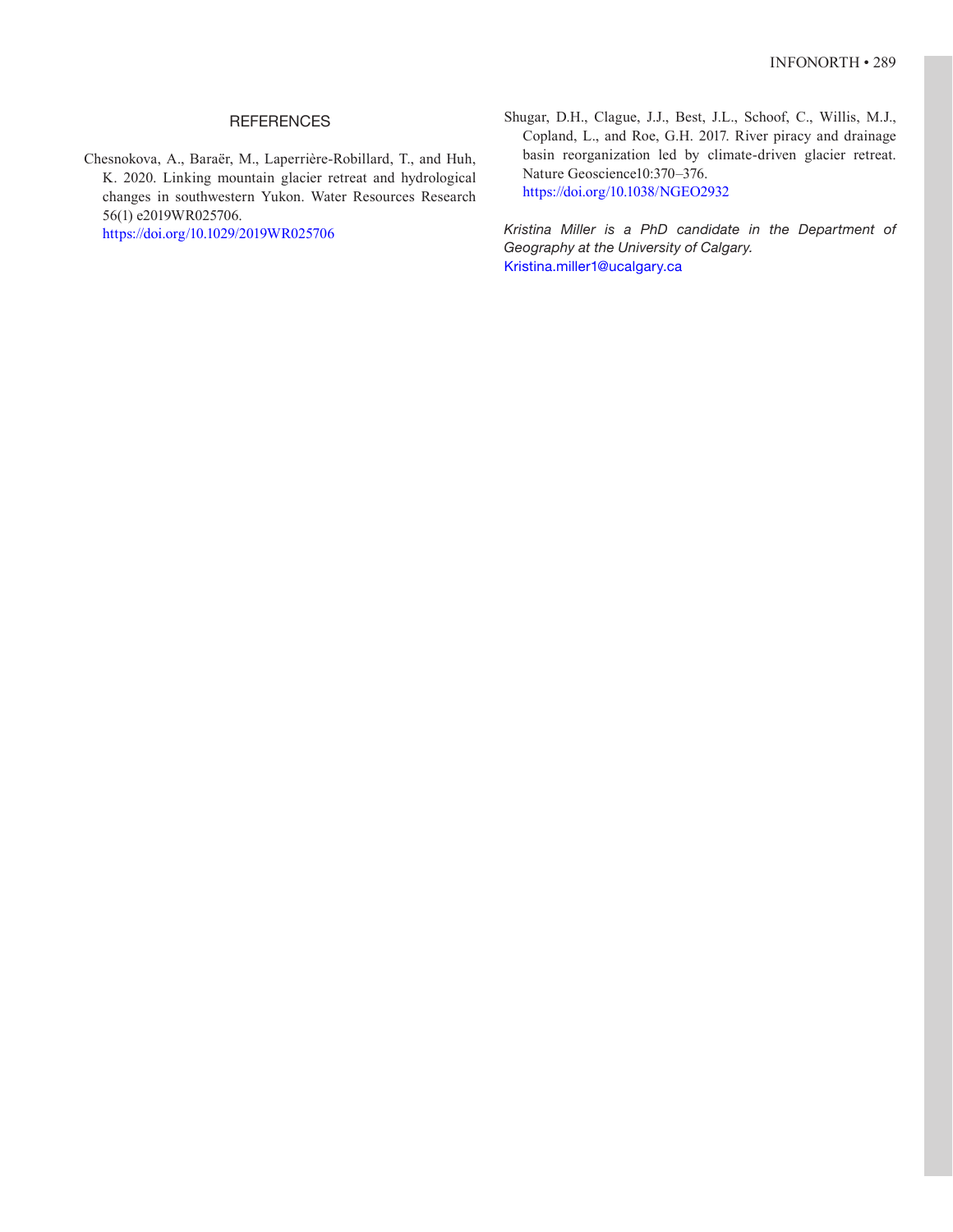## REFERENCES

Chesnokova, A., Baraër, M., Laperrière-Robillard, T., and Huh, K. 2020. Linking mountain glacier retreat and hydrological changes in southwestern Yukon. Water Resources Research 56(1) e2019WR025706.
https://doi.org/10.1029/2019WR025706

Shugar, D.H., Clague, J.J., Best, J.L., Schoof, C., Willis, M.J., Copland, L., and Roe, G.H. 2017. River piracy and drainage basin reorganization led by climate-driven glacier retreat. Nature Geoscience10:370–376.
https://doi.org/10.1038/NGEO2932

*Kristina Miller is a PhD candidate in the Department of Geography at the University of Calgary.*
Kristina.miller1@ucalgary.ca